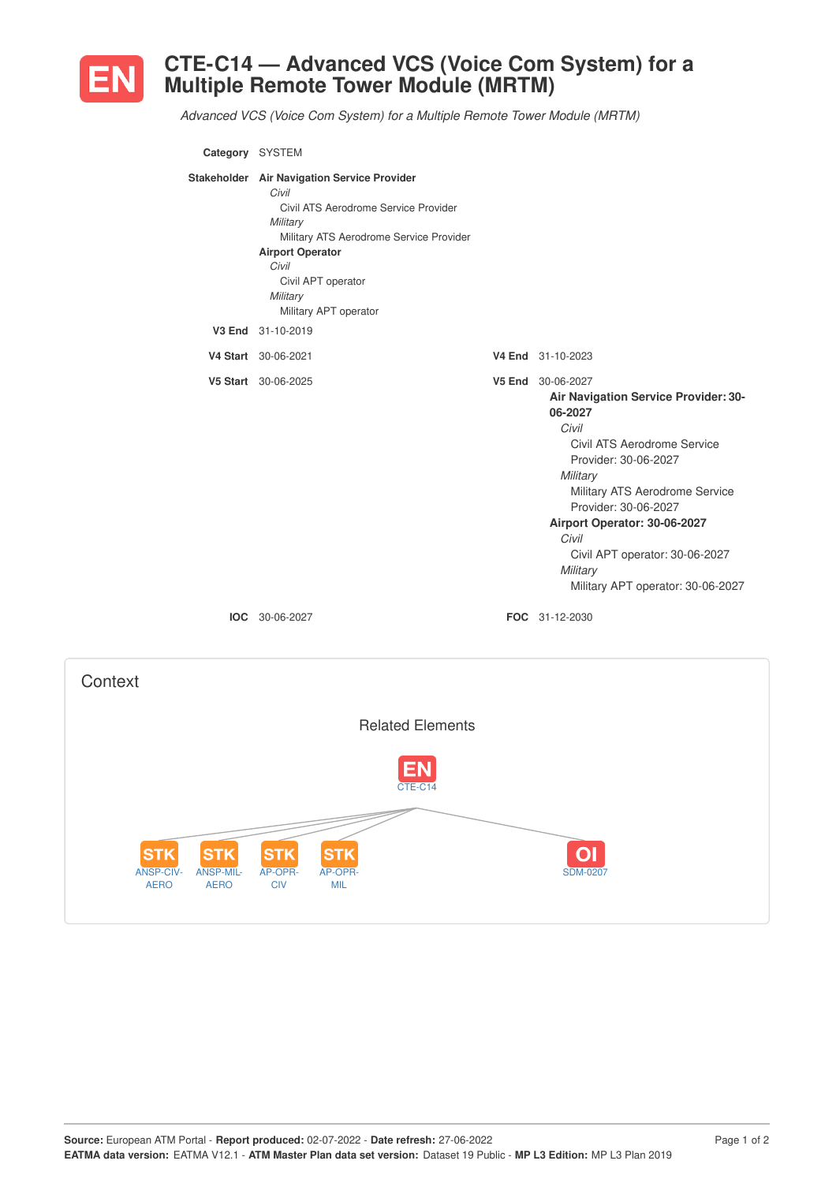# EN CTE-C14 — Advanced VCS (Voice Com System) for a Multiple Remote Tower Module (MRTM)

*Advanced VCS (Voice Com System) for a Multiple Remote Tower Module (MRTM)*

**Category** SYSTEM

**Stakeholder**
**Air Navigation Service Provider**
*Civil*
Civil ATS Aerodrome Service Provider
*Military*
Military ATS Aerodrome Service Provider
**Airport Operator**
*Civil*
Civil APT operator
*Military*
Military APT operator

**V3 End** 31-10-2019

**V4 Start** 30-06-2021

**V4 End** 31-10-2023

**V5 Start** 30-06-2025

**V5 End** 30-06-2027
**Air Navigation Service Provider: 30-06-2027**
*Civil*
Civil ATS Aerodrome Service Provider: 30-06-2027
*Military*
Military ATS Aerodrome Service Provider: 30-06-2027
**Airport Operator: 30-06-2027**
*Civil*
Civil APT operator: 30-06-2027
*Military*
Military APT operator: 30-06-2027

**IOC** 30-06-2027

**FOC** 31-12-2030

## Context

### Related Elements

EN CTE-C14

- STK ANSP-CIV-AERO
- STK ANSP-MIL-AERO
- STK AP-OPR-CIV
- STK AP-OPR-MIL
- OI SDM-0207

**Source:** European ATM Portal - **Report produced:** 02-07-2022 - **Date refresh:** 27-06-2022
**EATMA data version:** EATMA V12.1 - **ATM Master Plan data set version:** Dataset 19 Public - **MP L3 Edition:** MP L3 Plan 2019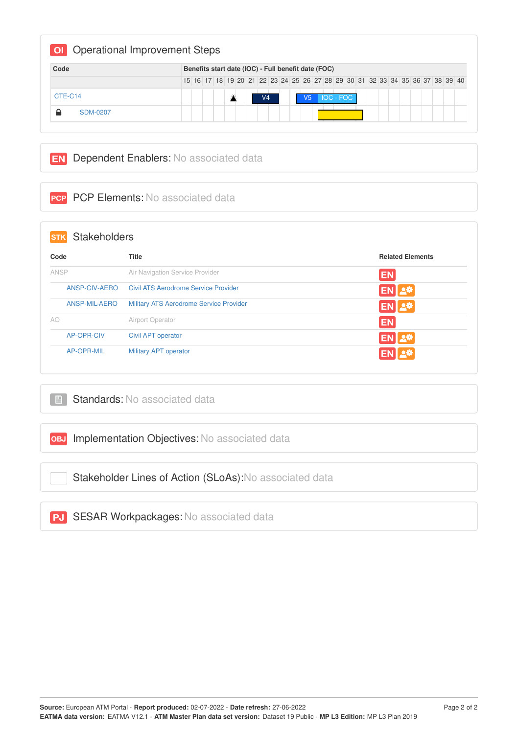## OI Operational Improvement Steps

| Code | Benefits start date (IOC) - Full benefit date (FOC) |
|---|---|
| | 15 16 17 18 19 20 21 22 23 24 25 26 27 28 29 30 31 32 33 34 35 36 37 38 39 40 |
| CTE-C14 | V4 V5 IOC - FOC |
| SDM-0207 | |

## EN Dependent Enablers: No associated data

## PCP PCP Elements: No associated data

## STK Stakeholders

| Code | Title | Related Elements |
|---|---|---|
| ANSP | Air Navigation Service Provider | EN |
| ANSP-CIV-AERO | Civil ATS Aerodrome Service Provider | EN |
| ANSP-MIL-AERO | Military ATS Aerodrome Service Provider | EN |
| AO | Airport Operator | EN |
| AP-OPR-CIV | Civil APT operator | EN |
| AP-OPR-MIL | Military APT operator | EN |

## Standards: No associated data

## OBJ Implementation Objectives: No associated data

## Stakeholder Lines of Action (SLoAs): No associated data

## PJ SESAR Workpackages: No associated data

**Source:** European ATM Portal - **Report produced:** 02-07-2022 - **Date refresh:** 27-06-2022
**EATMA data version:** EATMA V12.1 - **ATM Master Plan data set version:** Dataset 19 Public - **MP L3 Edition:** MP L3 Plan 2019